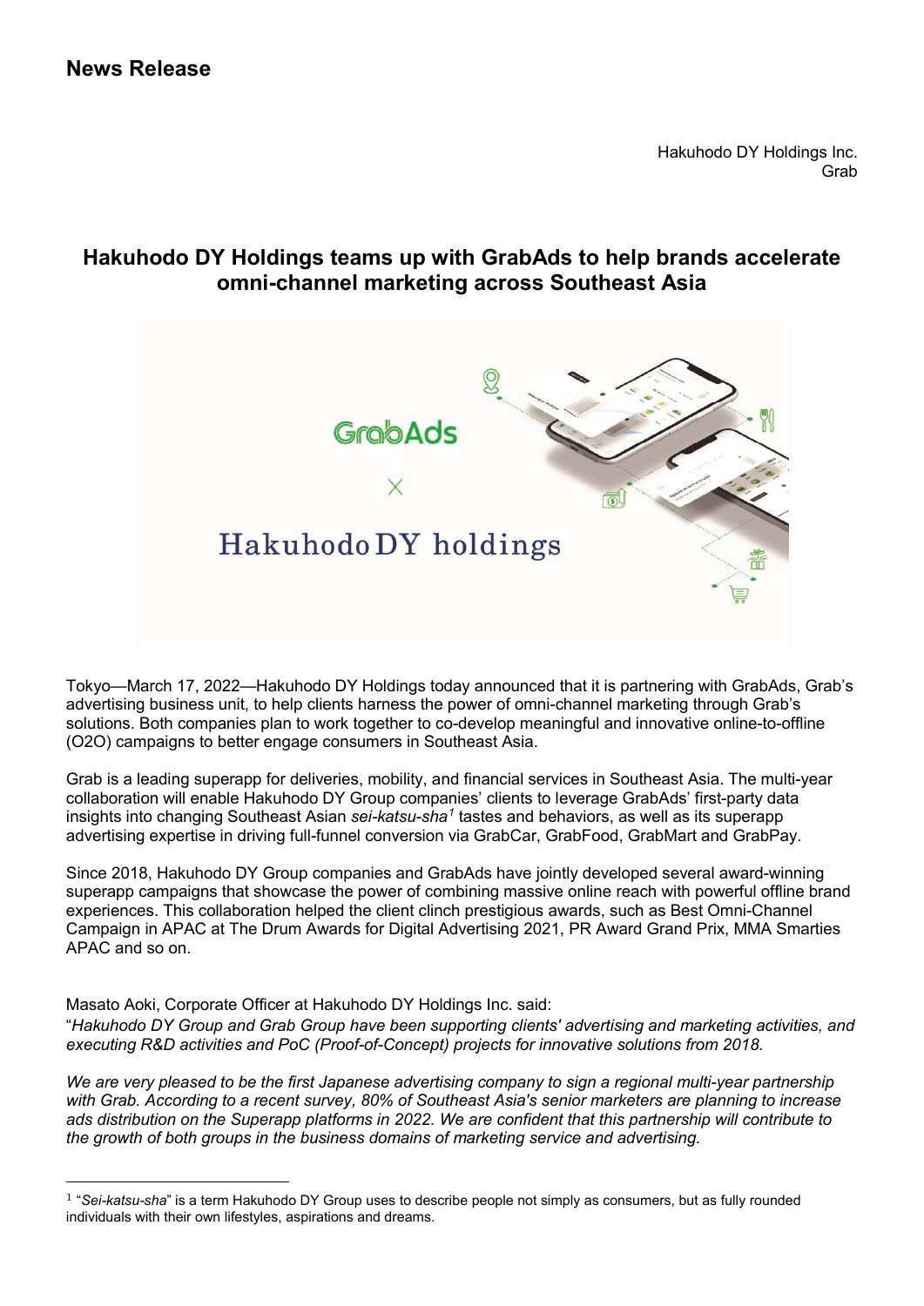# News Release

Hakuhodo DY Holdings Inc.
Grab

## Hakuhodo DY Holdings teams up with GrabAds to help brands accelerate omni-channel marketing across Southeast Asia

Tokyo—March 17, 2022—Hakuhodo DY Holdings today announced that it is partnering with GrabAds, Grab's advertising business unit, to help clients harness the power of omni-channel marketing through Grab's solutions. Both companies plan to work together to co-develop meaningful and innovative online-to-offline (O2O) campaigns to better engage consumers in Southeast Asia.

Grab is a leading superapp for deliveries, mobility, and financial services in Southeast Asia. The multi-year collaboration will enable Hakuhodo DY Group companies' clients to leverage GrabAds' first-party data insights into changing Southeast Asian *sei-katsu-sha*[1] tastes and behaviors, as well as its superapp advertising expertise in driving full-funnel conversion via GrabCar, GrabFood, GrabMart and GrabPay.

Since 2018, Hakuhodo DY Group companies and GrabAds have jointly developed several award-winning superapp campaigns that showcase the power of combining massive online reach with powerful offline brand experiences. This collaboration helped the client clinch prestigious awards, such as Best Omni-Channel Campaign in APAC at The Drum Awards for Digital Advertising 2021, PR Award Grand Prix, MMA Smarties APAC and so on.

Masato Aoki, Corporate Officer at Hakuhodo DY Holdings Inc. said:
"*Hakuhodo DY Group and Grab Group have been supporting clients' advertising and marketing activities, and executing R&D activities and PoC (Proof-of-Concept) projects for innovative solutions from 2018.*

*We are very pleased to be the first Japanese advertising company to sign a regional multi-year partnership with Grab. According to a recent survey, 80% of Southeast Asia's senior marketers are planning to increase ads distribution on the Superapp platforms in 2022. We are confident that this partnership will contribute to the growth of both groups in the business domains of marketing service and advertising.*

[1] "*Sei-katsu-sha*" is a term Hakuhodo DY Group uses to describe people not simply as consumers, but as fully rounded individuals with their own lifestyles, aspirations and dreams.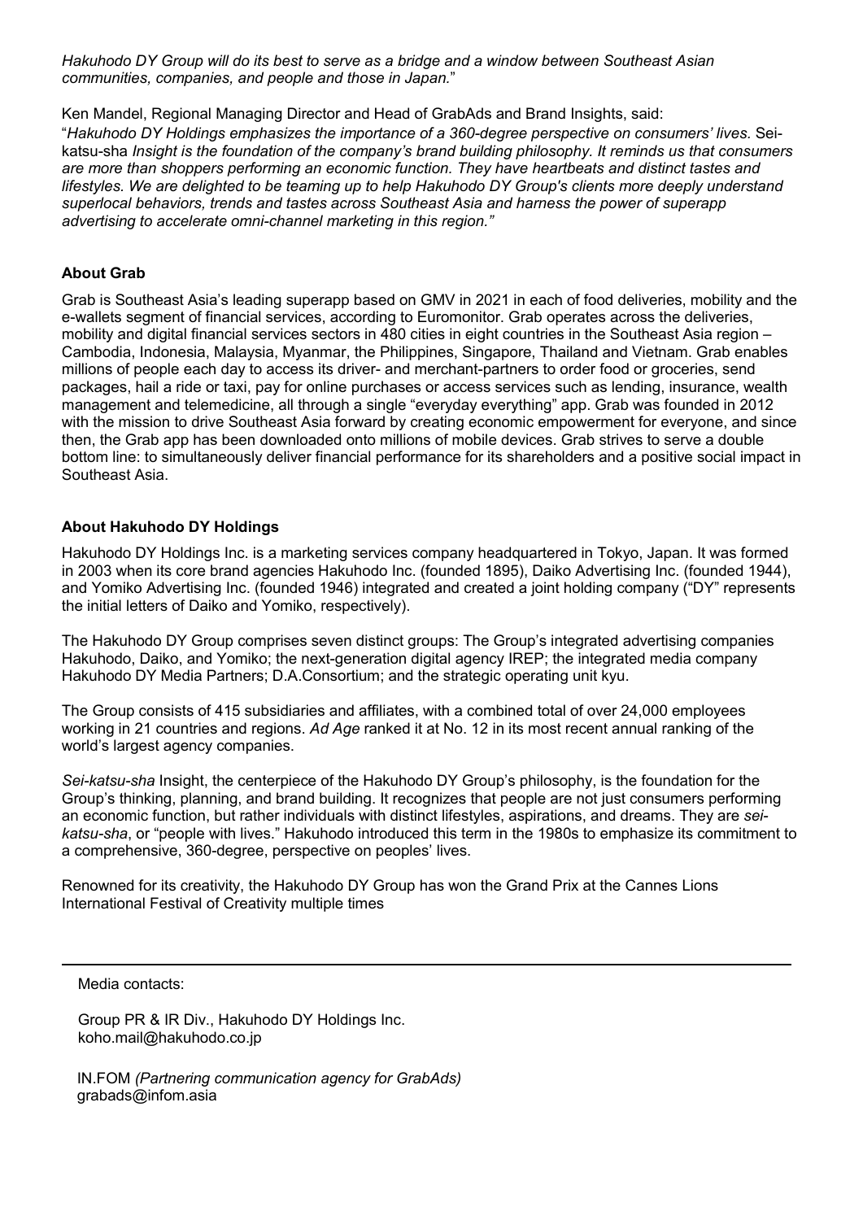*Hakuhodo DY Group will do its best to serve as a bridge and a window between Southeast Asian communities, companies, and people and those in Japan.*"

Ken Mandel, Regional Managing Director and Head of GrabAds and Brand Insights, said:
"*Hakuhodo DY Holdings emphasizes the importance of a 360-degree perspective on consumers' lives.* Sei-katsu-sha *Insight is the foundation of the company's brand building philosophy. It reminds us that consumers are more than shoppers performing an economic function. They have heartbeats and distinct tastes and lifestyles. We are delighted to be teaming up to help Hakuhodo DY Group's clients more deeply understand superlocal behaviors, trends and tastes across Southeast Asia and harness the power of superapp advertising to accelerate omni-channel marketing in this region."*

**About Grab**

Grab is Southeast Asia's leading superapp based on GMV in 2021 in each of food deliveries, mobility and the e-wallets segment of financial services, according to Euromonitor. Grab operates across the deliveries, mobility and digital financial services sectors in 480 cities in eight countries in the Southeast Asia region – Cambodia, Indonesia, Malaysia, Myanmar, the Philippines, Singapore, Thailand and Vietnam. Grab enables millions of people each day to access its driver- and merchant-partners to order food or groceries, send packages, hail a ride or taxi, pay for online purchases or access services such as lending, insurance, wealth management and telemedicine, all through a single "everyday everything" app. Grab was founded in 2012 with the mission to drive Southeast Asia forward by creating economic empowerment for everyone, and since then, the Grab app has been downloaded onto millions of mobile devices. Grab strives to serve a double bottom line: to simultaneously deliver financial performance for its shareholders and a positive social impact in Southeast Asia.

**About Hakuhodo DY Holdings**

Hakuhodo DY Holdings Inc. is a marketing services company headquartered in Tokyo, Japan. It was formed in 2003 when its core brand agencies Hakuhodo Inc. (founded 1895), Daiko Advertising Inc. (founded 1944), and Yomiko Advertising Inc. (founded 1946) integrated and created a joint holding company ("DY" represents the initial letters of Daiko and Yomiko, respectively).

The Hakuhodo DY Group comprises seven distinct groups: The Group's integrated advertising companies Hakuhodo, Daiko, and Yomiko; the next-generation digital agency IREP; the integrated media company Hakuhodo DY Media Partners; D.A.Consortium; and the strategic operating unit kyu.

The Group consists of 415 subsidiaries and affiliates, with a combined total of over 24,000 employees working in 21 countries and regions. *Ad Age* ranked it at No. 12 in its most recent annual ranking of the world's largest agency companies.

*Sei-katsu-sha* Insight, the centerpiece of the Hakuhodo DY Group's philosophy, is the foundation for the Group's thinking, planning, and brand building. It recognizes that people are not just consumers performing an economic function, but rather individuals with distinct lifestyles, aspirations, and dreams. They are *sei-katsu-sha*, or "people with lives." Hakuhodo introduced this term in the 1980s to emphasize its commitment to a comprehensive, 360-degree, perspective on peoples' lives.

Renowned for its creativity, the Hakuhodo DY Group has won the Grand Prix at the Cannes Lions International Festival of Creativity multiple times

---

Media contacts:

Group PR & IR Div., Hakuhodo DY Holdings Inc.
koho.mail@hakuhodo.co.jp

IN.FOM *(Partnering communication agency for GrabAds)*
grabads@infom.asia